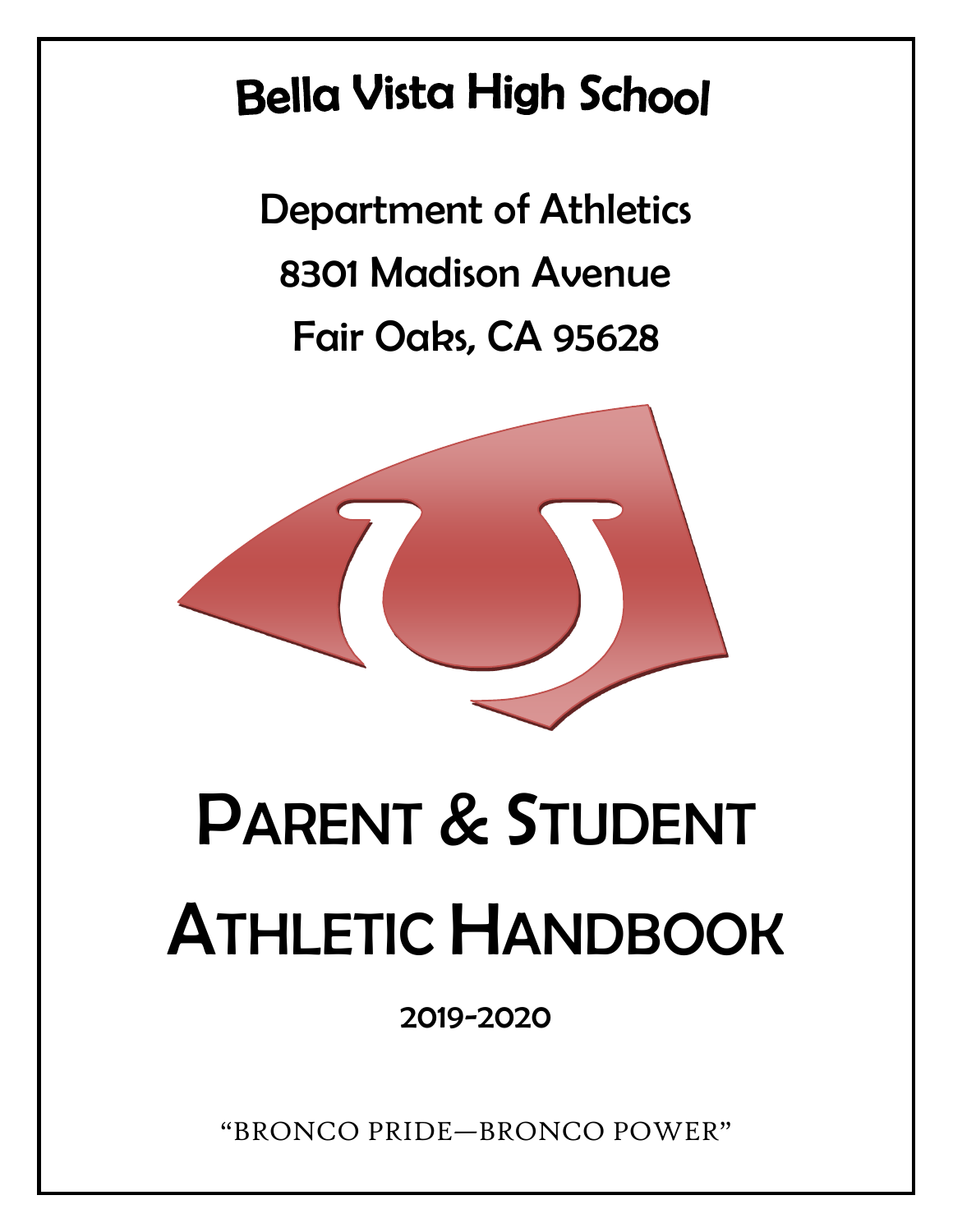# Bella Vista High School

Department of Athletics

8301 Madison Avenue

Fair Oaks, CA 95628

# Parent & Student Athletic Handbook

**2019-2020**

"BRONCO PRIDE—BRONCO POWER"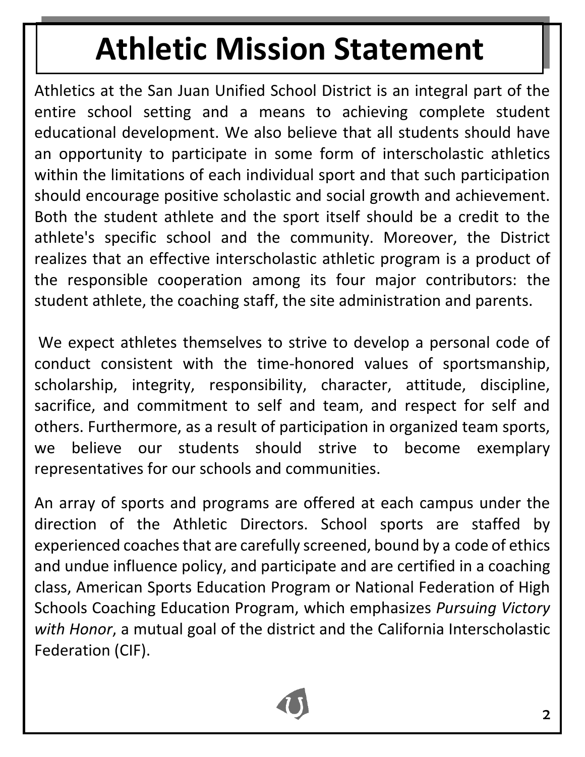# Athletic Mission Statement

Athletics at the San Juan Unified School District is an integral part of the entire school setting and a means to achieving complete student educational development. We also believe that all students should have an opportunity to participate in some form of interscholastic athletics within the limitations of each individual sport and that such participation should encourage positive scholastic and social growth and achievement. Both the student athlete and the sport itself should be a credit to the athlete's specific school and the community. Moreover, the District realizes that an effective interscholastic athletic program is a product of the responsible cooperation among its four major contributors: the student athlete, the coaching staff, the site administration and parents.

We expect athletes themselves to strive to develop a personal code of conduct consistent with the time-honored values of sportsmanship, scholarship, integrity, responsibility, character, attitude, discipline, sacrifice, and commitment to self and team, and respect for self and others. Furthermore, as a result of participation in organized team sports, we believe our students should strive to become exemplary representatives for our schools and communities.

An array of sports and programs are offered at each campus under the direction of the Athletic Directors. School sports are staffed by experienced coaches that are carefully screened, bound by a code of ethics and undue influence policy, and participate and are certified in a coaching class, American Sports Education Program or National Federation of High Schools Coaching Education Program, which emphasizes *Pursuing Victory with Honor*, a mutual goal of the district and the California Interscholastic Federation (CIF).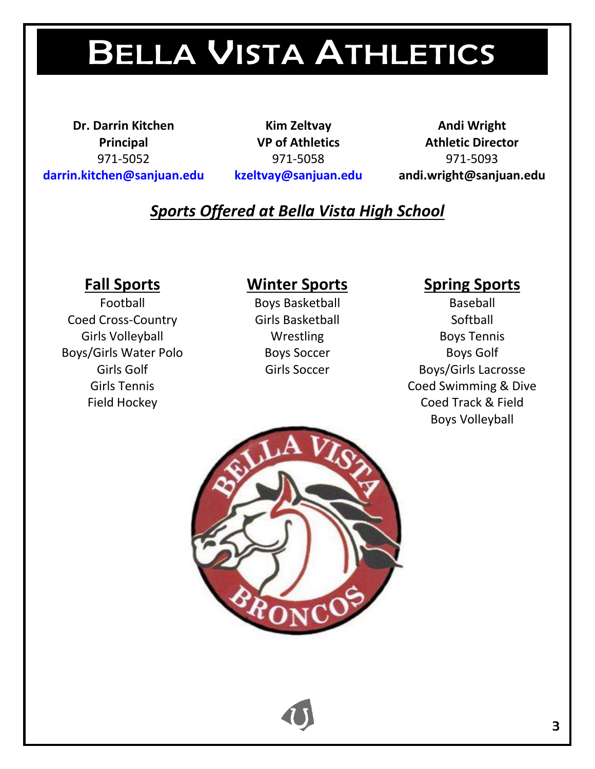# Bella Vista Athletics

**Dr. Darrin Kitchen**
**Principal**
971-5052
**darrin.kitchen@sanjuan.edu**

**Kim Zeltvay**
**VP of Athletics**
971-5058
**kzeltvay@sanjuan.edu**

**Andi Wright**
**Athletic Director**
971-5093
**andi.wright@sanjuan.edu**

## ***Sports Offered at Bella Vista High School***

### Fall Sports

Football
Coed Cross-Country
Girls Volleyball
Boys/Girls Water Polo
Girls Golf
Girls Tennis
Field Hockey

### Winter Sports

Boys Basketball
Girls Basketball
Wrestling
Boys Soccer
Girls Soccer

### Spring Sports

Baseball
Softball
Boys Tennis
Boys Golf
Boys/Girls Lacrosse
Coed Swimming & Dive
Coed Track & Field
Boys Volleyball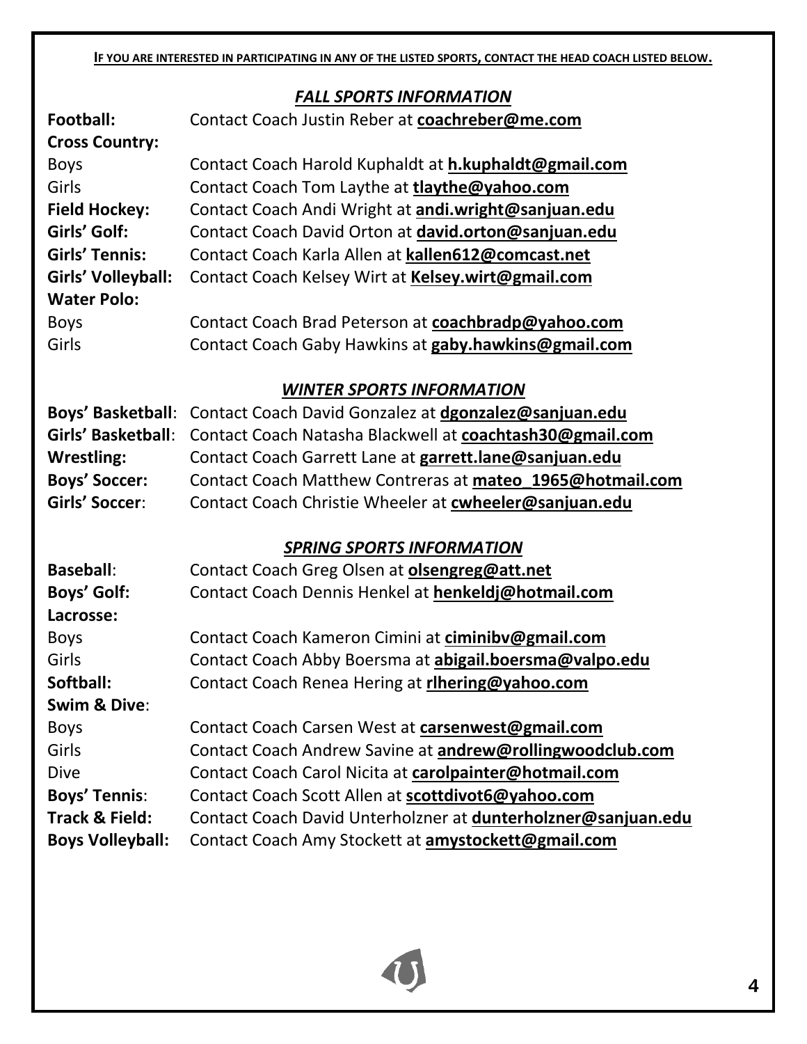**IF YOU ARE INTERESTED IN PARTICIPATING IN ANY OF THE LISTED SPORTS, CONTACT THE HEAD COACH LISTED BELOW.**

## *FALL SPORTS INFORMATION*

**Football:** Contact Coach Justin Reber at **coachreber@me.com**

**Cross Country:**

Boys — Contact Coach Harold Kuphaldt at **h.kuphaldt@gmail.com**

Girls — Contact Coach Tom Laythe at **tlaythe@yahoo.com**

**Field Hockey:** Contact Coach Andi Wright at **andi.wright@sanjuan.edu**

**Girls' Golf:** Contact Coach David Orton at **david.orton@sanjuan.edu**

**Girls' Tennis:** Contact Coach Karla Allen at **kallen612@comcast.net**

**Girls' Volleyball:** Contact Coach Kelsey Wirt at **Kelsey.wirt@gmail.com**

**Water Polo:**

Boys — Contact Coach Brad Peterson at **coachbradp@yahoo.com**

Girls — Contact Coach Gaby Hawkins at **gaby.hawkins@gmail.com**

## *WINTER SPORTS INFORMATION*

**Boys' Basketball**: Contact Coach David Gonzalez at **dgonzalez@sanjuan.edu**

**Girls' Basketball**: Contact Coach Natasha Blackwell at **coachtash30@gmail.com**

**Wrestling:** Contact Coach Garrett Lane at **garrett.lane@sanjuan.edu**

**Boys' Soccer:** Contact Coach Matthew Contreras at **mateo_1965@hotmail.com**

**Girls' Soccer**: Contact Coach Christie Wheeler at **cwheeler@sanjuan.edu**

## *SPRING SPORTS INFORMATION*

**Baseball**: Contact Coach Greg Olsen at **olsengreg@att.net**

**Boys' Golf:** Contact Coach Dennis Henkel at **henkeldj@hotmail.com**

**Lacrosse:**

Boys — Contact Coach Kameron Cimini at **ciminibv@gmail.com**

Girls — Contact Coach Abby Boersma at **abigail.boersma@valpo.edu**

**Softball:** Contact Coach Renea Hering at **rlhering@yahoo.com**

**Swim & Dive**:

Boys — Contact Coach Carsen West at **carsenwest@gmail.com**

Girls — Contact Coach Andrew Savine at **andrew@rollingwoodclub.com**

Dive — Contact Coach Carol Nicita at **carolpainter@hotmail.com**

**Boys' Tennis**: Contact Coach Scott Allen at **scottdivot6@yahoo.com**

**Track & Field:** Contact Coach David Unterholzner at **dunterholzner@sanjuan.edu**

**Boys Volleyball:** Contact Coach Amy Stockett at **amystockett@gmail.com**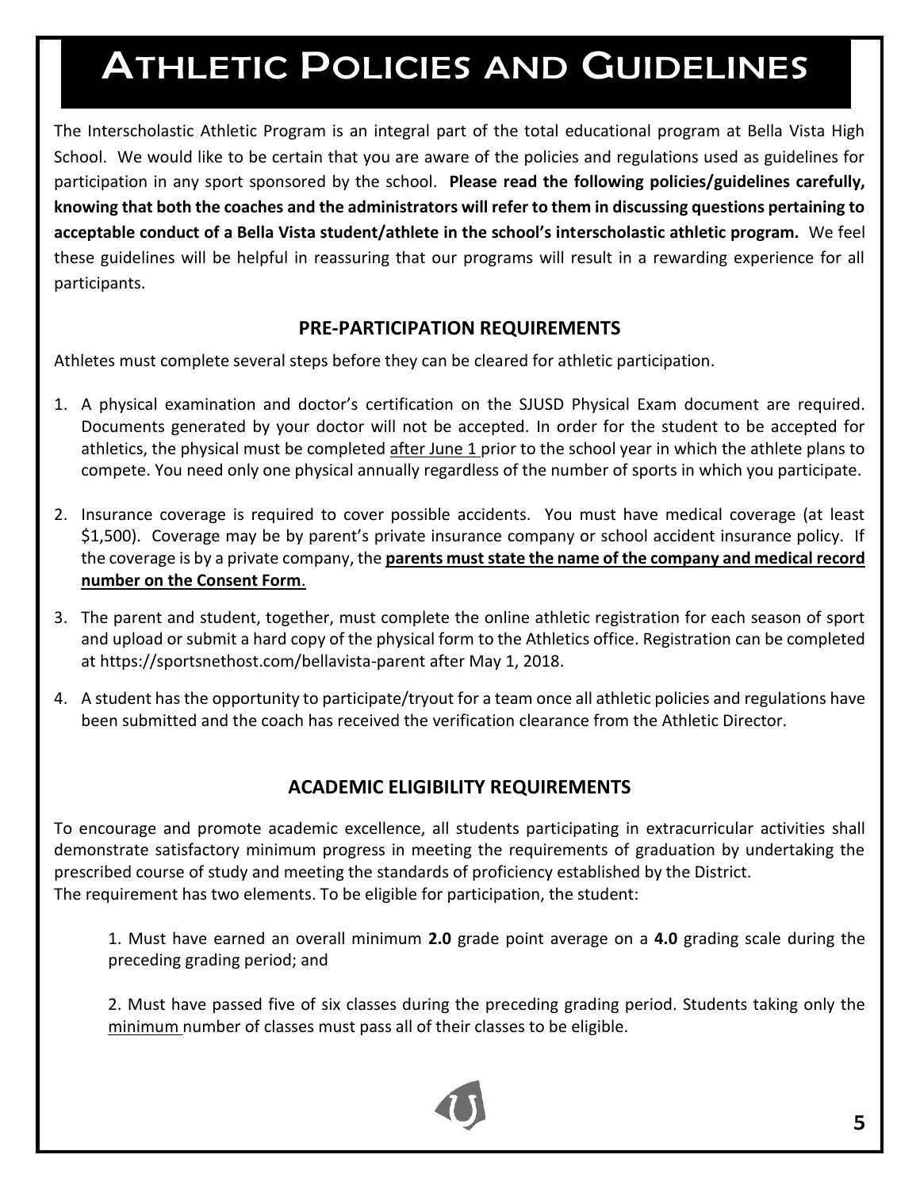# Athletic Policies and Guidelines

The Interscholastic Athletic Program is an integral part of the total educational program at Bella Vista High School. We would like to be certain that you are aware of the policies and regulations used as guidelines for participation in any sport sponsored by the school. **Please read the following policies/guidelines carefully, knowing that both the coaches and the administrators will refer to them in discussing questions pertaining to acceptable conduct of a Bella Vista student/athlete in the school's interscholastic athletic program.** We feel these guidelines will be helpful in reassuring that our programs will result in a rewarding experience for all participants.

## PRE-PARTICIPATION REQUIREMENTS

Athletes must complete several steps before they can be cleared for athletic participation.

1. A physical examination and doctor's certification on the SJUSD Physical Exam document are required. Documents generated by your doctor will not be accepted. In order for the student to be accepted for athletics, the physical must be completed <u>after June 1</u> prior to the school year in which the athlete plans to compete. You need only one physical annually regardless of the number of sports in which you participate.

2. Insurance coverage is required to cover possible accidents. You must have medical coverage (at least $1,500). Coverage may be by parent's private insurance company or school accident insurance policy. If the coverage is by a private company, the **<u>parents must state the name of the company and medical record number on the Consent Form</u>**.

3. The parent and student, together, must complete the online athletic registration for each season of sport and upload or submit a hard copy of the physical form to the Athletics office. Registration can be completed at https://sportsnethost.com/bellavista-parent after May 1, 2018.

4. A student has the opportunity to participate/tryout for a team once all athletic policies and regulations have been submitted and the coach has received the verification clearance from the Athletic Director.

## ACADEMIC ELIGIBILITY REQUIREMENTS

To encourage and promote academic excellence, all students participating in extracurricular activities shall demonstrate satisfactory minimum progress in meeting the requirements of graduation by undertaking the prescribed course of study and meeting the standards of proficiency established by the District.
The requirement has two elements. To be eligible for participation, the student:

1. Must have earned an overall minimum **2.0** grade point average on a **4.0** grading scale during the preceding grading period; and

2. Must have passed five of six classes during the preceding grading period. Students taking only the <u>minimum</u> number of classes must pass all of their classes to be eligible.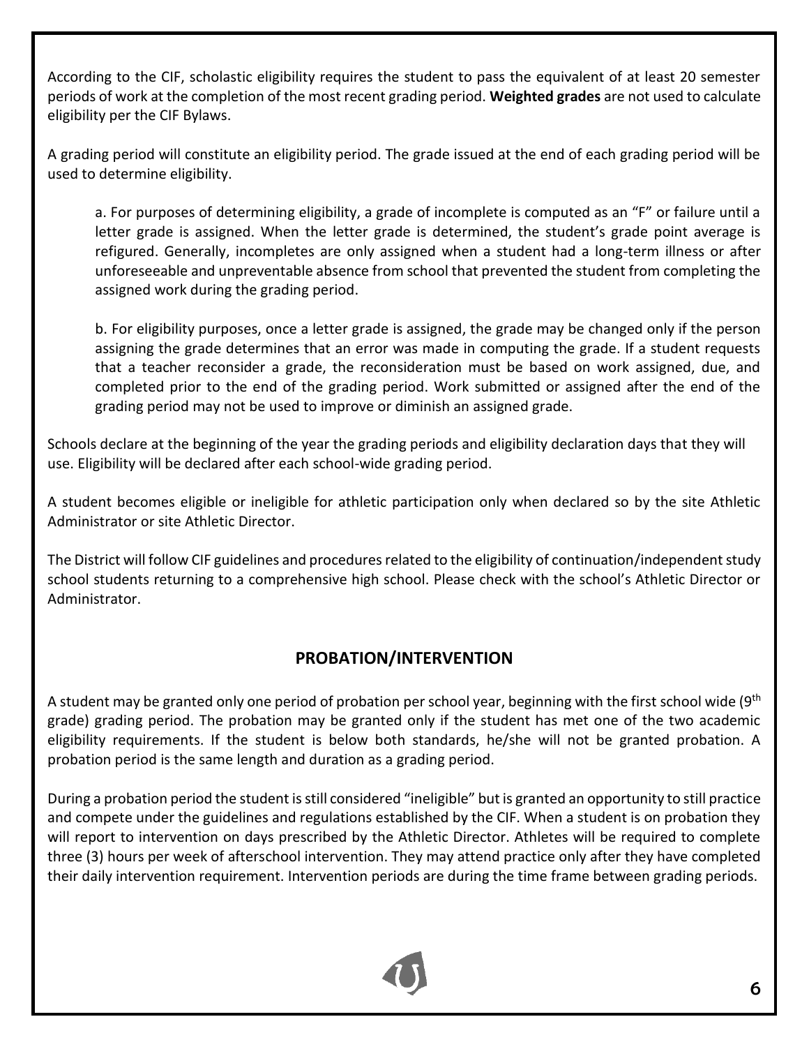According to the CIF, scholastic eligibility requires the student to pass the equivalent of at least 20 semester periods of work at the completion of the most recent grading period. **Weighted grades** are not used to calculate eligibility per the CIF Bylaws.

A grading period will constitute an eligibility period. The grade issued at the end of each grading period will be used to determine eligibility.

a. For purposes of determining eligibility, a grade of incomplete is computed as an "F" or failure until a letter grade is assigned. When the letter grade is determined, the student's grade point average is refigured. Generally, incompletes are only assigned when a student had a long-term illness or after unforeseeable and unpreventable absence from school that prevented the student from completing the assigned work during the grading period.

b. For eligibility purposes, once a letter grade is assigned, the grade may be changed only if the person assigning the grade determines that an error was made in computing the grade. If a student requests that a teacher reconsider a grade, the reconsideration must be based on work assigned, due, and completed prior to the end of the grading period. Work submitted or assigned after the end of the grading period may not be used to improve or diminish an assigned grade.

Schools declare at the beginning of the year the grading periods and eligibility declaration days that they will use. Eligibility will be declared after each school-wide grading period.

A student becomes eligible or ineligible for athletic participation only when declared so by the site Athletic Administrator or site Athletic Director.

The District will follow CIF guidelines and procedures related to the eligibility of continuation/independent study school students returning to a comprehensive high school. Please check with the school's Athletic Director or Administrator.

## PROBATION/INTERVENTION

A student may be granted only one period of probation per school year, beginning with the first school wide (9th grade) grading period. The probation may be granted only if the student has met one of the two academic eligibility requirements. If the student is below both standards, he/she will not be granted probation. A probation period is the same length and duration as a grading period.

During a probation period the student is still considered "ineligible" but is granted an opportunity to still practice and compete under the guidelines and regulations established by the CIF. When a student is on probation they will report to intervention on days prescribed by the Athletic Director. Athletes will be required to complete three (3) hours per week of afterschool intervention. They may attend practice only after they have completed their daily intervention requirement. Intervention periods are during the time frame between grading periods.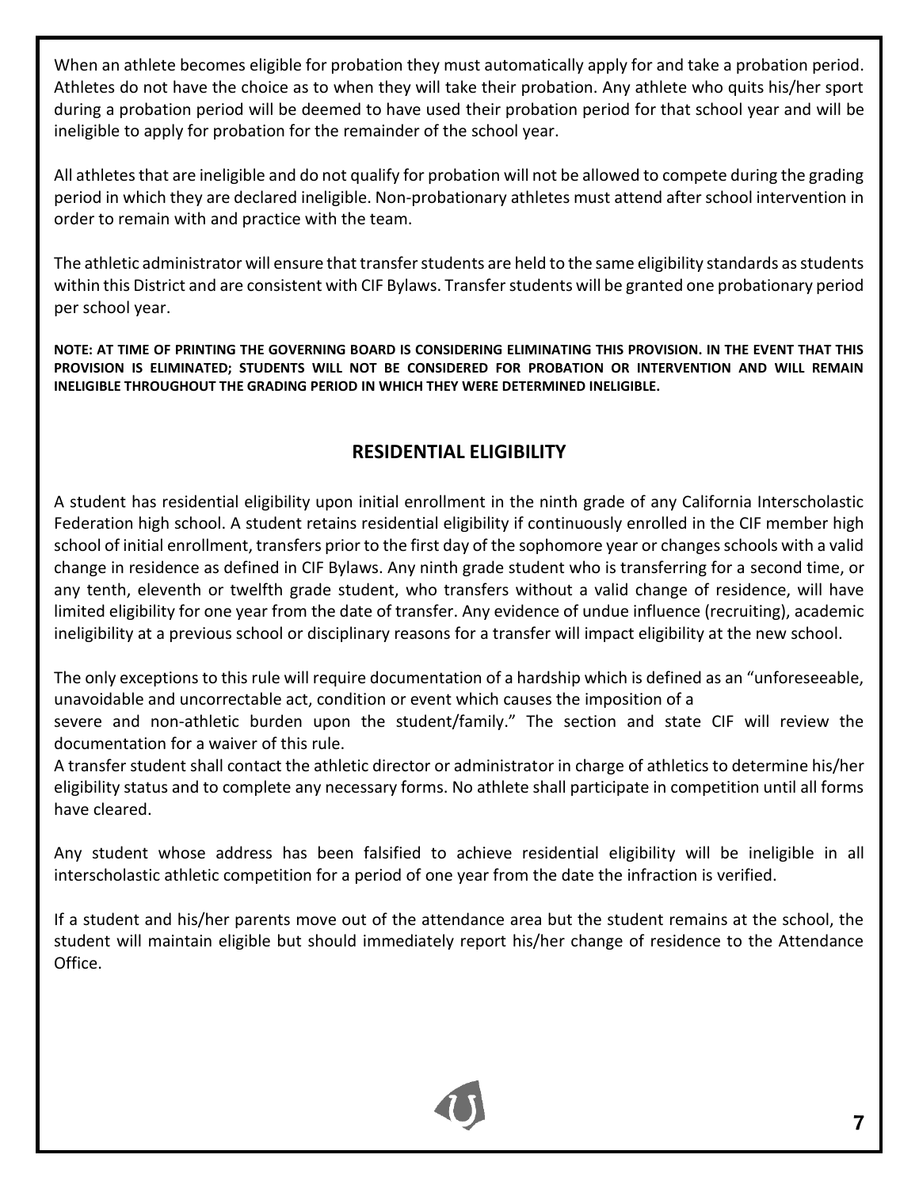When an athlete becomes eligible for probation they must automatically apply for and take a probation period. Athletes do not have the choice as to when they will take their probation. Any athlete who quits his/her sport during a probation period will be deemed to have used their probation period for that school year and will be ineligible to apply for probation for the remainder of the school year.

All athletes that are ineligible and do not qualify for probation will not be allowed to compete during the grading period in which they are declared ineligible. Non-probationary athletes must attend after school intervention in order to remain with and practice with the team.

The athletic administrator will ensure that transfer students are held to the same eligibility standards as students within this District and are consistent with CIF Bylaws. Transfer students will be granted one probationary period per school year.

**NOTE: AT TIME OF PRINTING THE GOVERNING BOARD IS CONSIDERING ELIMINATING THIS PROVISION. IN THE EVENT THAT THIS PROVISION IS ELIMINATED; STUDENTS WILL NOT BE CONSIDERED FOR PROBATION OR INTERVENTION AND WILL REMAIN INELIGIBLE THROUGHOUT THE GRADING PERIOD IN WHICH THEY WERE DETERMINED INELIGIBLE.**

## RESIDENTIAL ELIGIBILITY

A student has residential eligibility upon initial enrollment in the ninth grade of any California Interscholastic Federation high school. A student retains residential eligibility if continuously enrolled in the CIF member high school of initial enrollment, transfers prior to the first day of the sophomore year or changes schools with a valid change in residence as defined in CIF Bylaws. Any ninth grade student who is transferring for a second time, or any tenth, eleventh or twelfth grade student, who transfers without a valid change of residence, will have limited eligibility for one year from the date of transfer. Any evidence of undue influence (recruiting), academic ineligibility at a previous school or disciplinary reasons for a transfer will impact eligibility at the new school.

The only exceptions to this rule will require documentation of a hardship which is defined as an "unforeseeable, unavoidable and uncorrectable act, condition or event which causes the imposition of a severe and non-athletic burden upon the student/family." The section and state CIF will review the documentation for a waiver of this rule.

A transfer student shall contact the athletic director or administrator in charge of athletics to determine his/her eligibility status and to complete any necessary forms. No athlete shall participate in competition until all forms have cleared.

Any student whose address has been falsified to achieve residential eligibility will be ineligible in all interscholastic athletic competition for a period of one year from the date the infraction is verified.

If a student and his/her parents move out of the attendance area but the student remains at the school, the student will maintain eligible but should immediately report his/her change of residence to the Attendance Office.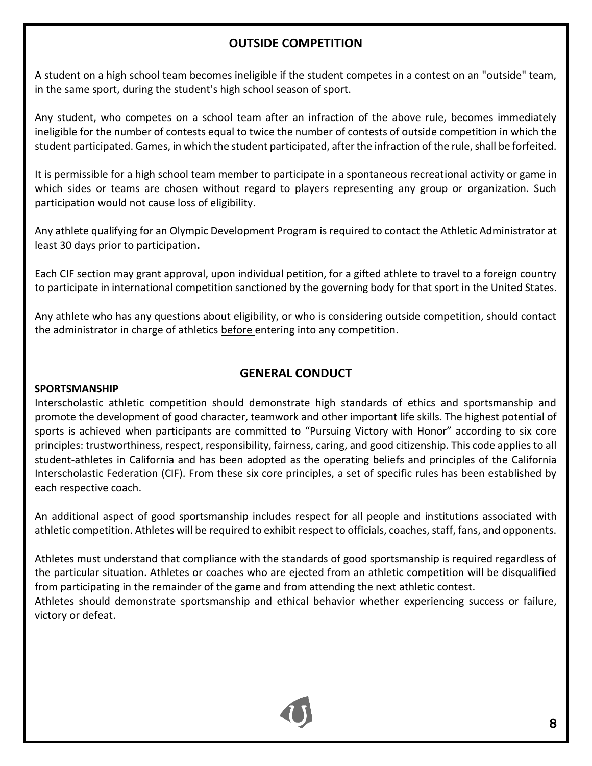## OUTSIDE COMPETITION

A student on a high school team becomes ineligible if the student competes in a contest on an "outside" team, in the same sport, during the student's high school season of sport.

Any student, who competes on a school team after an infraction of the above rule, becomes immediately ineligible for the number of contests equal to twice the number of contests of outside competition in which the student participated. Games, in which the student participated, after the infraction of the rule, shall be forfeited.

It is permissible for a high school team member to participate in a spontaneous recreational activity or game in which sides or teams are chosen without regard to players representing any group or organization. Such participation would not cause loss of eligibility.

Any athlete qualifying for an Olympic Development Program is required to contact the Athletic Administrator at least 30 days prior to participation**.**

Each CIF section may grant approval, upon individual petition, for a gifted athlete to travel to a foreign country to participate in international competition sanctioned by the governing body for that sport in the United States.

Any athlete who has any questions about eligibility, or who is considering outside competition, should contact the administrator in charge of athletics <u>before</u> entering into any competition.

## GENERAL CONDUCT

### SPORTSMANSHIP

Interscholastic athletic competition should demonstrate high standards of ethics and sportsmanship and promote the development of good character, teamwork and other important life skills. The highest potential of sports is achieved when participants are committed to "Pursuing Victory with Honor" according to six core principles: trustworthiness, respect, responsibility, fairness, caring, and good citizenship. This code applies to all student-athletes in California and has been adopted as the operating beliefs and principles of the California Interscholastic Federation (CIF). From these six core principles, a set of specific rules has been established by each respective coach.

An additional aspect of good sportsmanship includes respect for all people and institutions associated with athletic competition. Athletes will be required to exhibit respect to officials, coaches, staff, fans, and opponents.

Athletes must understand that compliance with the standards of good sportsmanship is required regardless of the particular situation. Athletes or coaches who are ejected from an athletic competition will be disqualified from participating in the remainder of the game and from attending the next athletic contest.

Athletes should demonstrate sportsmanship and ethical behavior whether experiencing success or failure, victory or defeat.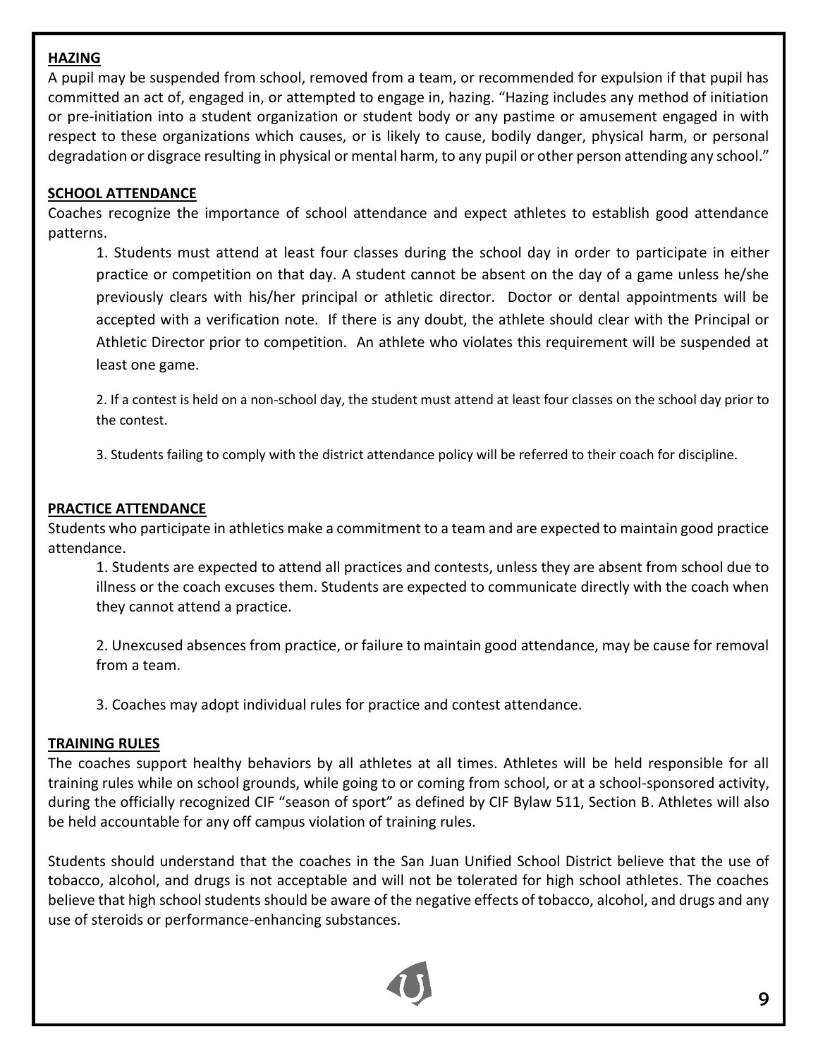## HAZING

A pupil may be suspended from school, removed from a team, or recommended for expulsion if that pupil has committed an act of, engaged in, or attempted to engage in, hazing. "Hazing includes any method of initiation or pre-initiation into a student organization or student body or any pastime or amusement engaged in with respect to these organizations which causes, or is likely to cause, bodily danger, physical harm, or personal degradation or disgrace resulting in physical or mental harm, to any pupil or other person attending any school."

## SCHOOL ATTENDANCE

Coaches recognize the importance of school attendance and expect athletes to establish good attendance patterns.

1. Students must attend at least four classes during the school day in order to participate in either practice or competition on that day. A student cannot be absent on the day of a game unless he/she previously clears with his/her principal or athletic director. Doctor or dental appointments will be accepted with a verification note. If there is any doubt, the athlete should clear with the Principal or Athletic Director prior to competition. An athlete who violates this requirement will be suspended at least one game.

2. If a contest is held on a non-school day, the student must attend at least four classes on the school day prior to the contest.

3. Students failing to comply with the district attendance policy will be referred to their coach for discipline.

## PRACTICE ATTENDANCE

Students who participate in athletics make a commitment to a team and are expected to maintain good practice attendance.

1. Students are expected to attend all practices and contests, unless they are absent from school due to illness or the coach excuses them. Students are expected to communicate directly with the coach when they cannot attend a practice.

2. Unexcused absences from practice, or failure to maintain good attendance, may be cause for removal from a team.

3. Coaches may adopt individual rules for practice and contest attendance.

## TRAINING RULES

The coaches support healthy behaviors by all athletes at all times. Athletes will be held responsible for all training rules while on school grounds, while going to or coming from school, or at a school-sponsored activity, during the officially recognized CIF "season of sport" as defined by CIF Bylaw 511, Section B. Athletes will also be held accountable for any off campus violation of training rules.

Students should understand that the coaches in the San Juan Unified School District believe that the use of tobacco, alcohol, and drugs is not acceptable and will not be tolerated for high school athletes. The coaches believe that high school students should be aware of the negative effects of tobacco, alcohol, and drugs and any use of steroids or performance-enhancing substances.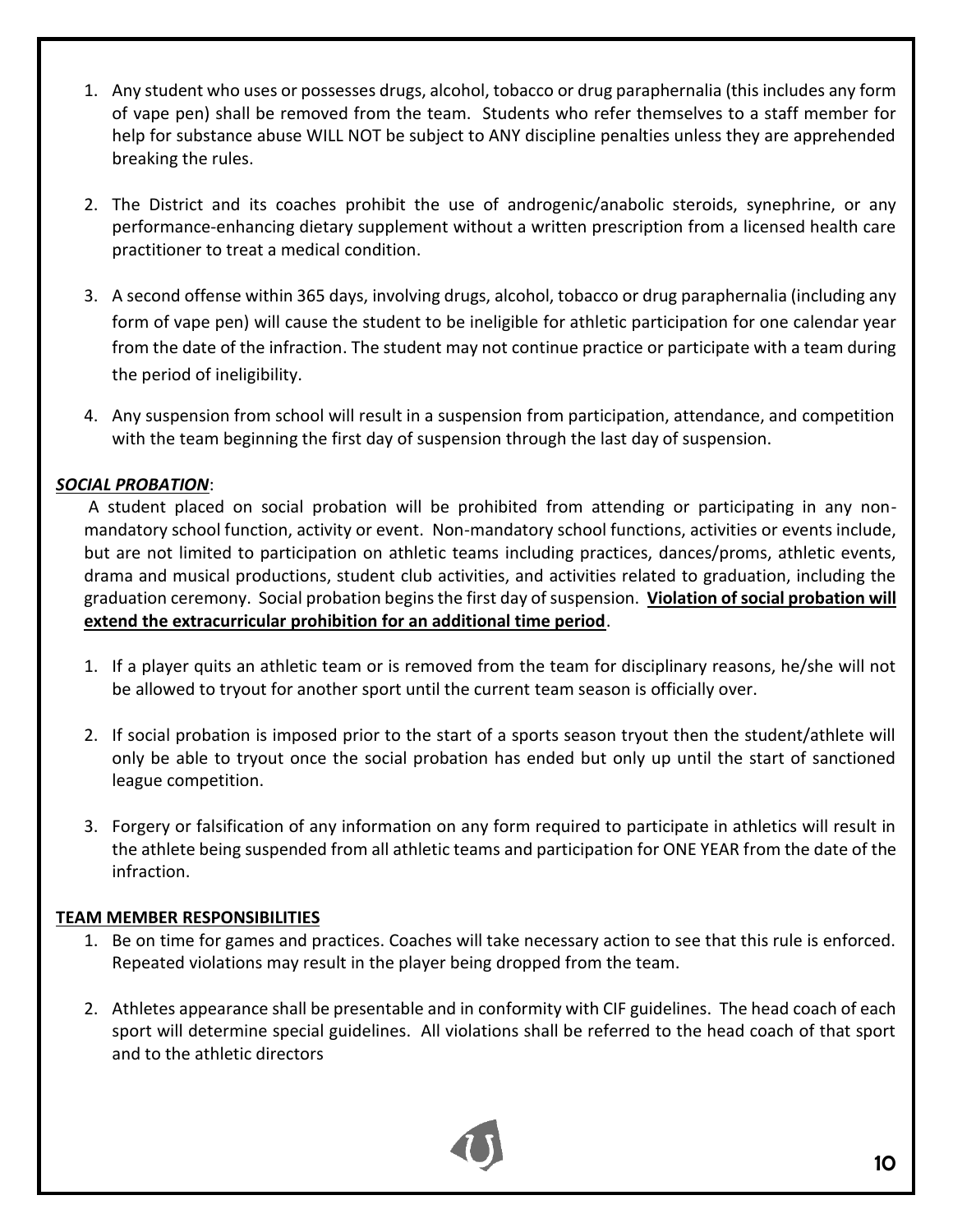1. Any student who uses or possesses drugs, alcohol, tobacco or drug paraphernalia (this includes any form of vape pen) shall be removed from the team. Students who refer themselves to a staff member for help for substance abuse WILL NOT be subject to ANY discipline penalties unless they are apprehended breaking the rules.

2. The District and its coaches prohibit the use of androgenic/anabolic steroids, synephrine, or any performance-enhancing dietary supplement without a written prescription from a licensed health care practitioner to treat a medical condition.

3. A second offense within 365 days, involving drugs, alcohol, tobacco or drug paraphernalia (including any form of vape pen) will cause the student to be ineligible for athletic participation for one calendar year from the date of the infraction. The student may not continue practice or participate with a team during the period of ineligibility.

4. Any suspension from school will result in a suspension from participation, attendance, and competition with the team beginning the first day of suspension through the last day of suspension.

***SOCIAL PROBATION***:

A student placed on social probation will be prohibited from attending or participating in any non-mandatory school function, activity or event. Non-mandatory school functions, activities or events include, but are not limited to participation on athletic teams including practices, dances/proms, athletic events, drama and musical productions, student club activities, and activities related to graduation, including the graduation ceremony. Social probation begins the first day of suspension. **Violation of social probation will extend the extracurricular prohibition for an additional time period**.

1. If a player quits an athletic team or is removed from the team for disciplinary reasons, he/she will not be allowed to tryout for another sport until the current team season is officially over.

2. If social probation is imposed prior to the start of a sports season tryout then the student/athlete will only be able to tryout once the social probation has ended but only up until the start of sanctioned league competition.

3. Forgery or falsification of any information on any form required to participate in athletics will result in the athlete being suspended from all athletic teams and participation for ONE YEAR from the date of the infraction.

**TEAM MEMBER RESPONSIBILITIES**

1. Be on time for games and practices. Coaches will take necessary action to see that this rule is enforced. Repeated violations may result in the player being dropped from the team.

2. Athletes appearance shall be presentable and in conformity with CIF guidelines. The head coach of each sport will determine special guidelines. All violations shall be referred to the head coach of that sport and to the athletic directors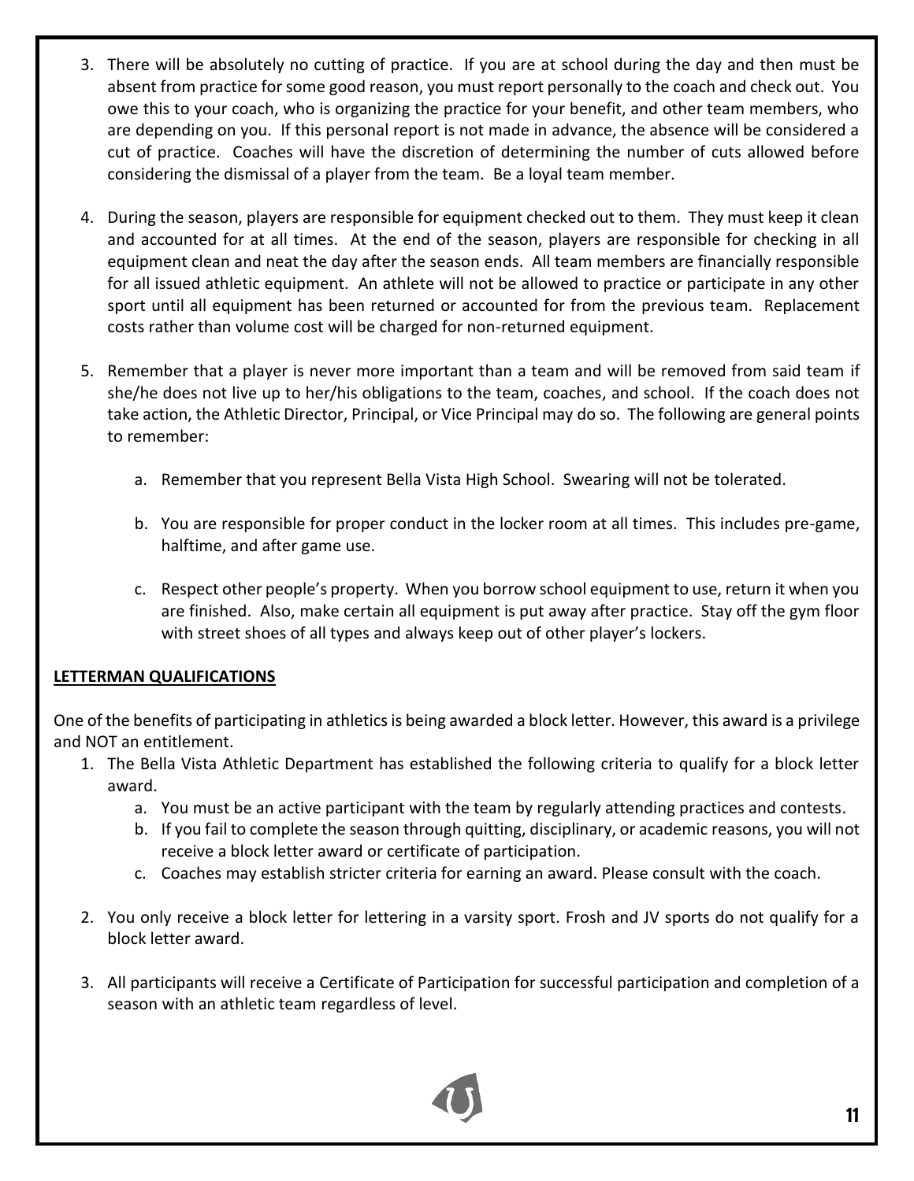3. There will be absolutely no cutting of practice. If you are at school during the day and then must be absent from practice for some good reason, you must report personally to the coach and check out. You owe this to your coach, who is organizing the practice for your benefit, and other team members, who are depending on you. If this personal report is not made in advance, the absence will be considered a cut of practice. Coaches will have the discretion of determining the number of cuts allowed before considering the dismissal of a player from the team. Be a loyal team member.

4. During the season, players are responsible for equipment checked out to them. They must keep it clean and accounted for at all times. At the end of the season, players are responsible for checking in all equipment clean and neat the day after the season ends. All team members are financially responsible for all issued athletic equipment. An athlete will not be allowed to practice or participate in any other sport until all equipment has been returned or accounted for from the previous team. Replacement costs rather than volume cost will be charged for non-returned equipment.

5. Remember that a player is never more important than a team and will be removed from said team if she/he does not live up to her/his obligations to the team, coaches, and school. If the coach does not take action, the Athletic Director, Principal, or Vice Principal may do so. The following are general points to remember:

   a. Remember that you represent Bella Vista High School. Swearing will not be tolerated.

   b. You are responsible for proper conduct in the locker room at all times. This includes pre-game, halftime, and after game use.

   c. Respect other people's property. When you borrow school equipment to use, return it when you are finished. Also, make certain all equipment is put away after practice. Stay off the gym floor with street shoes of all types and always keep out of other player's lockers.

**LETTERMAN QUALIFICATIONS**

One of the benefits of participating in athletics is being awarded a block letter. However, this award is a privilege and NOT an entitlement.

1. The Bella Vista Athletic Department has established the following criteria to qualify for a block letter award.
   a. You must be an active participant with the team by regularly attending practices and contests.
   b. If you fail to complete the season through quitting, disciplinary, or academic reasons, you will not receive a block letter award or certificate of participation.
   c. Coaches may establish stricter criteria for earning an award. Please consult with the coach.

2. You only receive a block letter for lettering in a varsity sport. Frosh and JV sports do not qualify for a block letter award.

3. All participants will receive a Certificate of Participation for successful participation and completion of a season with an athletic team regardless of level.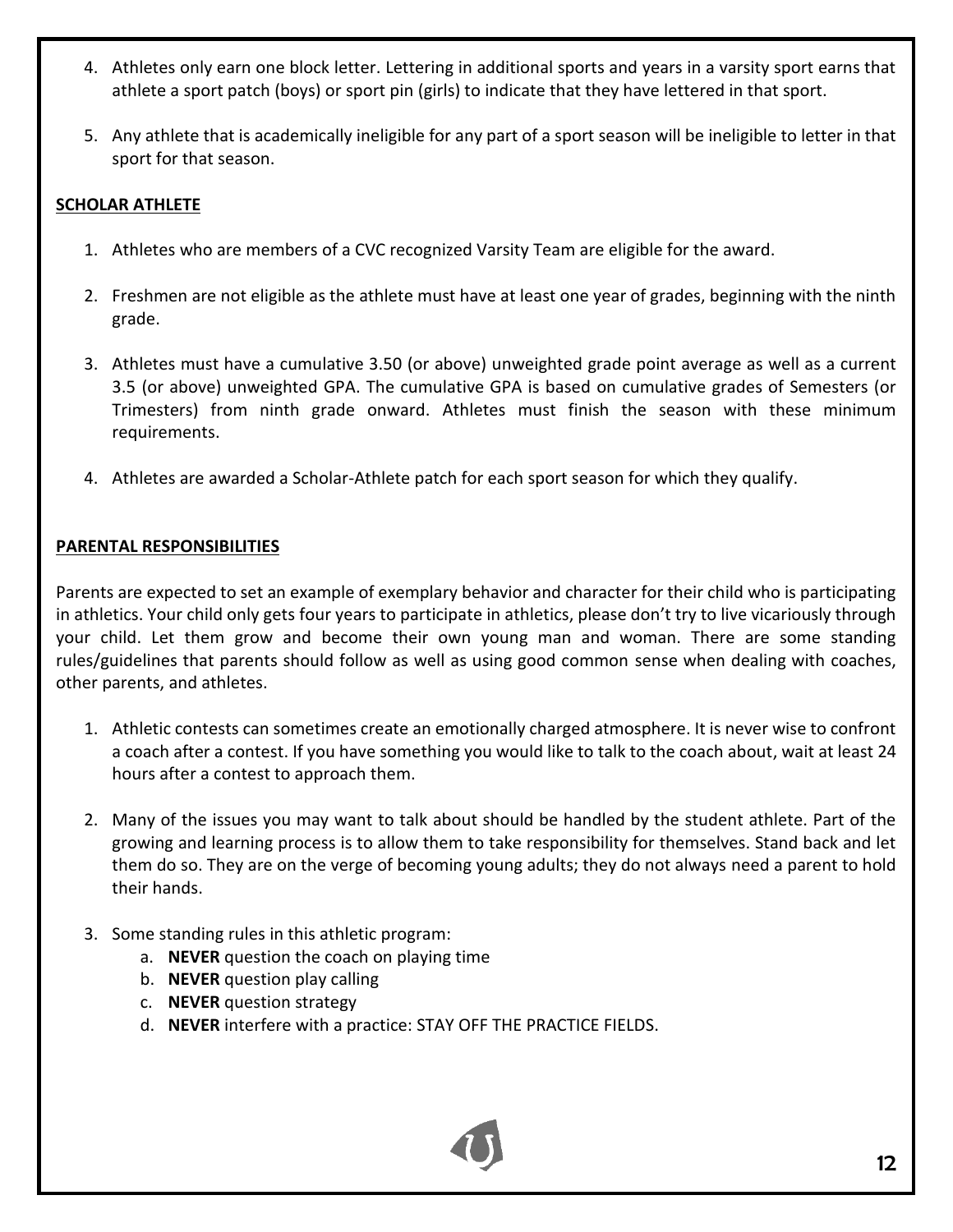4. Athletes only earn one block letter. Lettering in additional sports and years in a varsity sport earns that athlete a sport patch (boys) or sport pin (girls) to indicate that they have lettered in that sport.

5. Any athlete that is academically ineligible for any part of a sport season will be ineligible to letter in that sport for that season.

**SCHOLAR ATHLETE**

1. Athletes who are members of a CVC recognized Varsity Team are eligible for the award.

2. Freshmen are not eligible as the athlete must have at least one year of grades, beginning with the ninth grade.

3. Athletes must have a cumulative 3.50 (or above) unweighted grade point average as well as a current 3.5 (or above) unweighted GPA. The cumulative GPA is based on cumulative grades of Semesters (or Trimesters) from ninth grade onward. Athletes must finish the season with these minimum requirements.

4. Athletes are awarded a Scholar-Athlete patch for each sport season for which they qualify.

**PARENTAL RESPONSIBILITIES**

Parents are expected to set an example of exemplary behavior and character for their child who is participating in athletics. Your child only gets four years to participate in athletics, please don't try to live vicariously through your child. Let them grow and become their own young man and woman. There are some standing rules/guidelines that parents should follow as well as using good common sense when dealing with coaches, other parents, and athletes.

1. Athletic contests can sometimes create an emotionally charged atmosphere. It is never wise to confront a coach after a contest. If you have something you would like to talk to the coach about, wait at least 24 hours after a contest to approach them.

2. Many of the issues you may want to talk about should be handled by the student athlete. Part of the growing and learning process is to allow them to take responsibility for themselves. Stand back and let them do so. They are on the verge of becoming young adults; they do not always need a parent to hold their hands.

3. Some standing rules in this athletic program:
   a. **NEVER** question the coach on playing time
   b. **NEVER** question play calling
   c. **NEVER** question strategy
   d. **NEVER** interfere with a practice: STAY OFF THE PRACTICE FIELDS.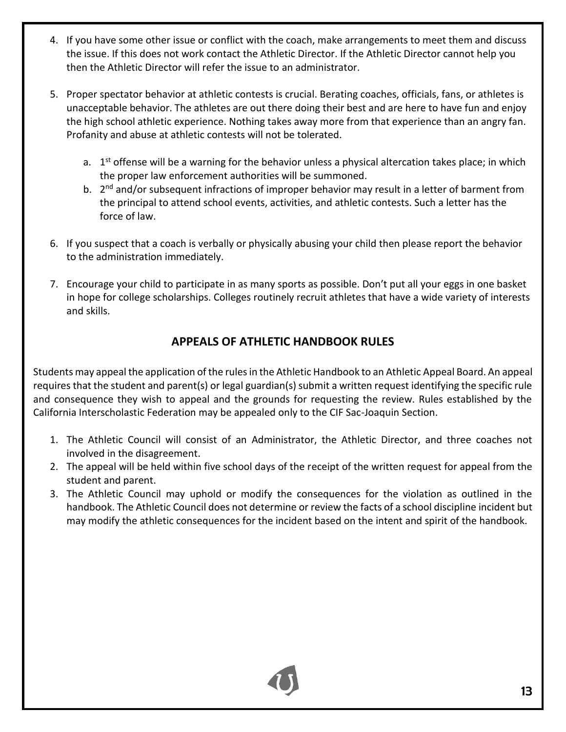4. If you have some other issue or conflict with the coach, make arrangements to meet them and discuss the issue. If this does not work contact the Athletic Director. If the Athletic Director cannot help you then the Athletic Director will refer the issue to an administrator.

5. Proper spectator behavior at athletic contests is crucial. Berating coaches, officials, fans, or athletes is unacceptable behavior. The athletes are out there doing their best and are here to have fun and enjoy the high school athletic experience. Nothing takes away more from that experience than an angry fan. Profanity and abuse at athletic contests will not be tolerated.

   a. 1st offense will be a warning for the behavior unless a physical altercation takes place; in which the proper law enforcement authorities will be summoned.
   b. 2nd and/or subsequent infractions of improper behavior may result in a letter of barment from the principal to attend school events, activities, and athletic contests. Such a letter has the force of law.

6. If you suspect that a coach is verbally or physically abusing your child then please report the behavior to the administration immediately.

7. Encourage your child to participate in as many sports as possible. Don't put all your eggs in one basket in hope for college scholarships. Colleges routinely recruit athletes that have a wide variety of interests and skills.

## APPEALS OF ATHLETIC HANDBOOK RULES

Students may appeal the application of the rules in the Athletic Handbook to an Athletic Appeal Board. An appeal requires that the student and parent(s) or legal guardian(s) submit a written request identifying the specific rule and consequence they wish to appeal and the grounds for requesting the review. Rules established by the California Interscholastic Federation may be appealed only to the CIF Sac-Joaquin Section.

1. The Athletic Council will consist of an Administrator, the Athletic Director, and three coaches not involved in the disagreement.
2. The appeal will be held within five school days of the receipt of the written request for appeal from the student and parent.
3. The Athletic Council may uphold or modify the consequences for the violation as outlined in the handbook. The Athletic Council does not determine or review the facts of a school discipline incident but may modify the athletic consequences for the incident based on the intent and spirit of the handbook.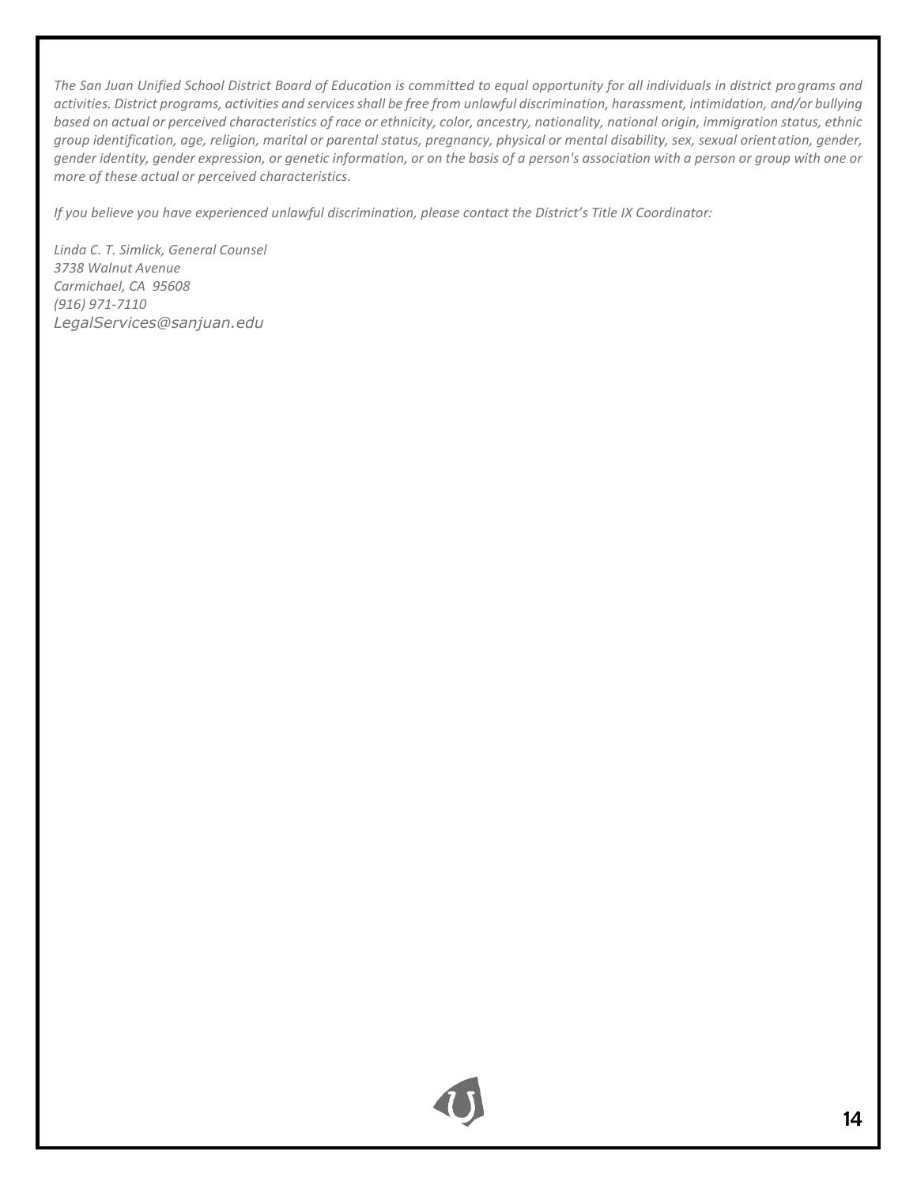*The San Juan Unified School District Board of Education is committed to equal opportunity for all individuals in district programs and activities. District programs, activities and services shall be free from unlawful discrimination, harassment, intimidation, and/or bullying based on actual or perceived characteristics of race or ethnicity, color, ancestry, nationality, national origin, immigration status, ethnic group identification, age, religion, marital or parental status, pregnancy, physical or mental disability, sex, sexual orientation, gender, gender identity, gender expression, or genetic information, or on the basis of a person's association with a person or group with one or more of these actual or perceived characteristics.*

*If you believe you have experienced unlawful discrimination, please contact the District's Title IX Coordinator:*

*Linda C. T. Simlick, General Counsel*
*3738 Walnut Avenue*
*Carmichael, CA 95608*
*(916) 971-7110*
*LegalServices@sanjuan.edu*